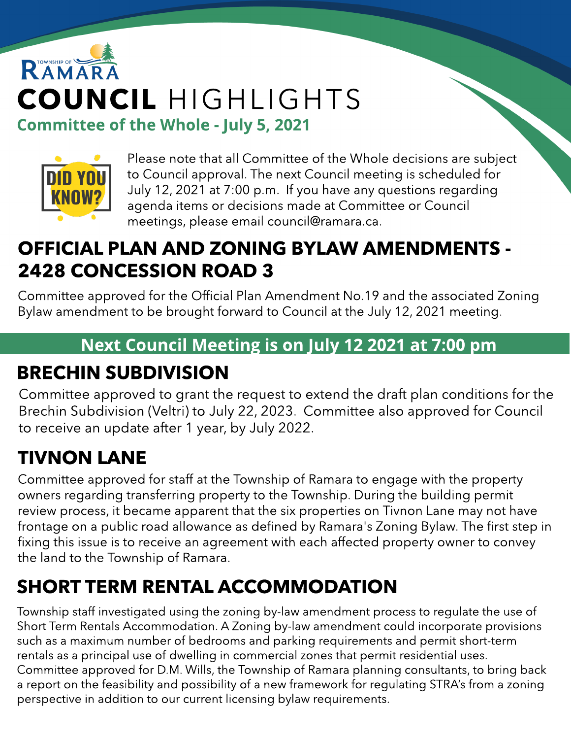TOWNSHIP OF RAMARA

# COUNCIL HIGHLIGHTS

### Committee of the Whole - July 5, 2021

DID YOU KNOW?

Please note that all Committee of the Whole decisions are subject to Council approval. The next Council meeting is scheduled for July 12, 2021 at 7:00 p.m. If you have any questions regarding agenda items or decisions made at Committee or Council meetings, please email council@ramara.ca.

## OFFICIAL PLAN AND ZONING BYLAW AMENDMENTS - 2428 CONCESSION ROAD 3

Committee approved for the Official Plan Amendment No.19 and the associated Zoning Bylaw amendment to be brought forward to Council at the July 12, 2021 meeting.

**Next Council Meeting is on July 12 2021 at 7:00 pm**

## BRECHIN SUBDIVISION

Committee approved to grant the request to extend the draft plan conditions for the Brechin Subdivision (Veltri) to July 22, 2023. Committee also approved for Council to receive an update after 1 year, by July 2022.

## TIVNON LANE

Committee approved for staff at the Township of Ramara to engage with the property owners regarding transferring property to the Township. During the building permit review process, it became apparent that the six properties on Tivnon Lane may not have frontage on a public road allowance as defined by Ramara's Zoning Bylaw. The first step in fixing this issue is to receive an agreement with each affected property owner to convey the land to the Township of Ramara.

## SHORT TERM RENTAL ACCOMMODATION

Township staff investigated using the zoning by-law amendment process to regulate the use of Short Term Rentals Accommodation. A Zoning by-law amendment could incorporate provisions such as a maximum number of bedrooms and parking requirements and permit short-term rentals as a principal use of dwelling in commercial zones that permit residential uses. Committee approved for D.M. Wills, the Township of Ramara planning consultants, to bring back a report on the feasibility and possibility of a new framework for regulating STRA's from a zoning perspective in addition to our current licensing bylaw requirements.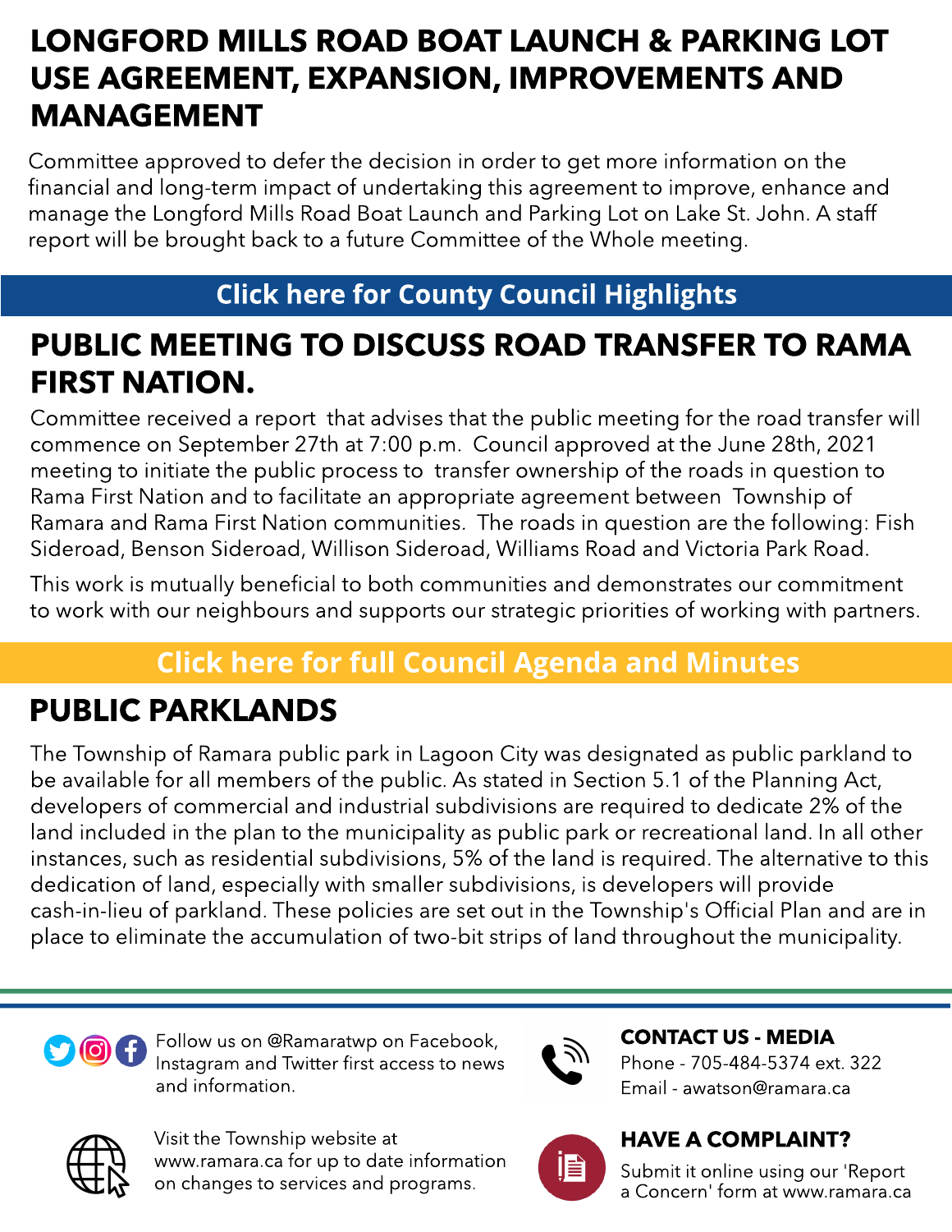## LONGFORD MILLS ROAD BOAT LAUNCH & PARKING LOT USE AGREEMENT, EXPANSION, IMPROVEMENTS AND MANAGEMENT

Committee approved to defer the decision in order to get more information on the financial and long-term impact of undertaking this agreement to improve, enhance and manage the Longford Mills Road Boat Launch and Parking Lot on Lake St. John. A staff report will be brought back to a future Committee of the Whole meeting.

**Click here for County Council Highlights**

## PUBLIC MEETING TO DISCUSS ROAD TRANSFER TO RAMA FIRST NATION.

Committee received a report that advises that the public meeting for the road transfer will commence on September 27th at 7:00 p.m. Council approved at the June 28th, 2021 meeting to initiate the public process to transfer ownership of the roads in question to Rama First Nation and to facilitate an appropriate agreement between Township of Ramara and Rama First Nation communities. The roads in question are the following: Fish Sideroad, Benson Sideroad, Willison Sideroad, Williams Road and Victoria Park Road.

This work is mutually beneficial to both communities and demonstrates our commitment to work with our neighbours and supports our strategic priorities of working with partners.

**Click here for full Council Agenda and Minutes**

## PUBLIC PARKLANDS

The Township of Ramara public park in Lagoon City was designated as public parkland to be available for all members of the public. As stated in Section 5.1 of the Planning Act, developers of commercial and industrial subdivisions are required to dedicate 2% of the land included in the plan to the municipality as public park or recreational land. In all other instances, such as residential subdivisions, 5% of the land is required. The alternative to this dedication of land, especially with smaller subdivisions, is developers will provide cash-in-lieu of parkland. These policies are set out in the Township's Official Plan and are in place to eliminate the accumulation of two-bit strips of land throughout the municipality.

Follow us on @Ramaratwp on Facebook, Instagram and Twitter first access to news and information.

Visit the Township website at www.ramara.ca for up to date information on changes to services and programs.

**CONTACT US - MEDIA**

Phone - 705-484-5374 ext. 322
Email - awatson@ramara.ca

**HAVE A COMPLAINT?**

Submit it online using our 'Report a Concern' form at www.ramara.ca